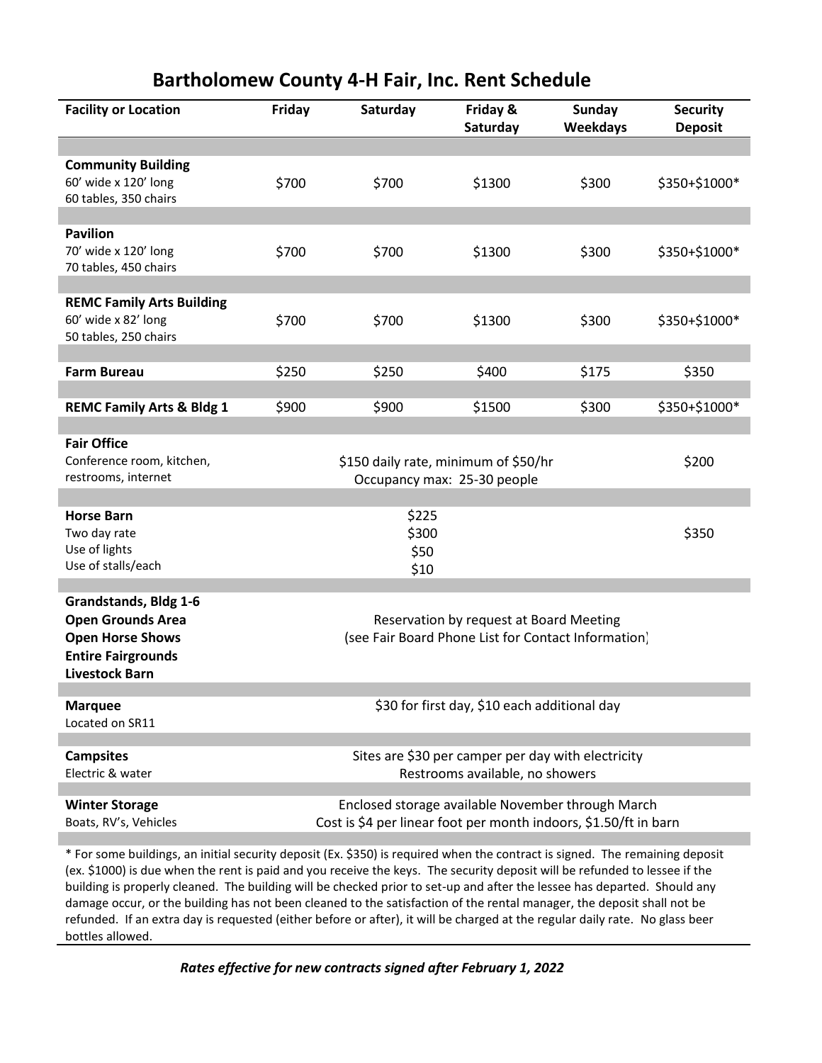# Bartholomew County 4-H Fair, Inc. Rent Schedule

| Facility or Location | Friday | Saturday | Friday & Saturday | Sunday Weekdays | Security Deposit |
|---|---|---|---|---|---|
| **Community Building**<br>60' wide x 120' long<br>60 tables, 350 chairs | $700 | $700 | $1300 | $300 | $350+$1000* |
| **Pavilion**<br>70' wide x 120' long<br>70 tables, 450 chairs | $700 | $700 | $1300 | $300 | $350+$1000* |
| **REMC Family Arts Building**<br>60' wide x 82' long<br>50 tables, 250 chairs | $700 | $700 | $1300 | $300 | $350+$1000* |
| **Farm Bureau** | $250 | $250 | $400 | $175 | $350 |
| **REMC Family Arts & Bldg 1** | $900 | $900 | $1500 | $300 | $350+$1000* |
| **Fair Office**<br>Conference room, kitchen, restrooms, internet | $150 daily rate, minimum of $50/hr<br>Occupancy max: 25-30 people | | | | $200 |
| **Horse Barn**<br>Two day rate<br>Use of lights<br>Use of stalls/each | $225<br>$300<br>$50<br>$10 | | | | $350 |
| **Grandstands, Bldg 1-6**<br>**Open Grounds Area**<br>**Open Horse Shows**<br>**Entire Fairgrounds**<br>**Livestock Barn** | Reservation by request at Board Meeting<br>(see Fair Board Phone List for Contact Information) | | | | |
| **Marquee**<br>Located on SR11 | $30 for first day, $10 each additional day | | | | |
| **Campsites**<br>Electric & water | Sites are $30 per camper per day with electricity<br>Restrooms available, no showers | | | | |
| **Winter Storage**<br>Boats, RV's, Vehicles | Enclosed storage available November through March<br>Cost is $4 per linear foot per month indoors, $1.50/ft in barn | | | | |

* For some buildings, an initial security deposit (Ex. $350) is required when the contract is signed. The remaining deposit (ex. $1000) is due when the rent is paid and you receive the keys. The security deposit will be refunded to lessee if the building is properly cleaned. The building will be checked prior to set-up and after the lessee has departed. Should any damage occur, or the building has not been cleaned to the satisfaction of the rental manager, the deposit shall not be refunded. If an extra day is requested (either before or after), it will be charged at the regular daily rate. No glass beer bottles allowed.

***Rates effective for new contracts signed after February 1, 2022***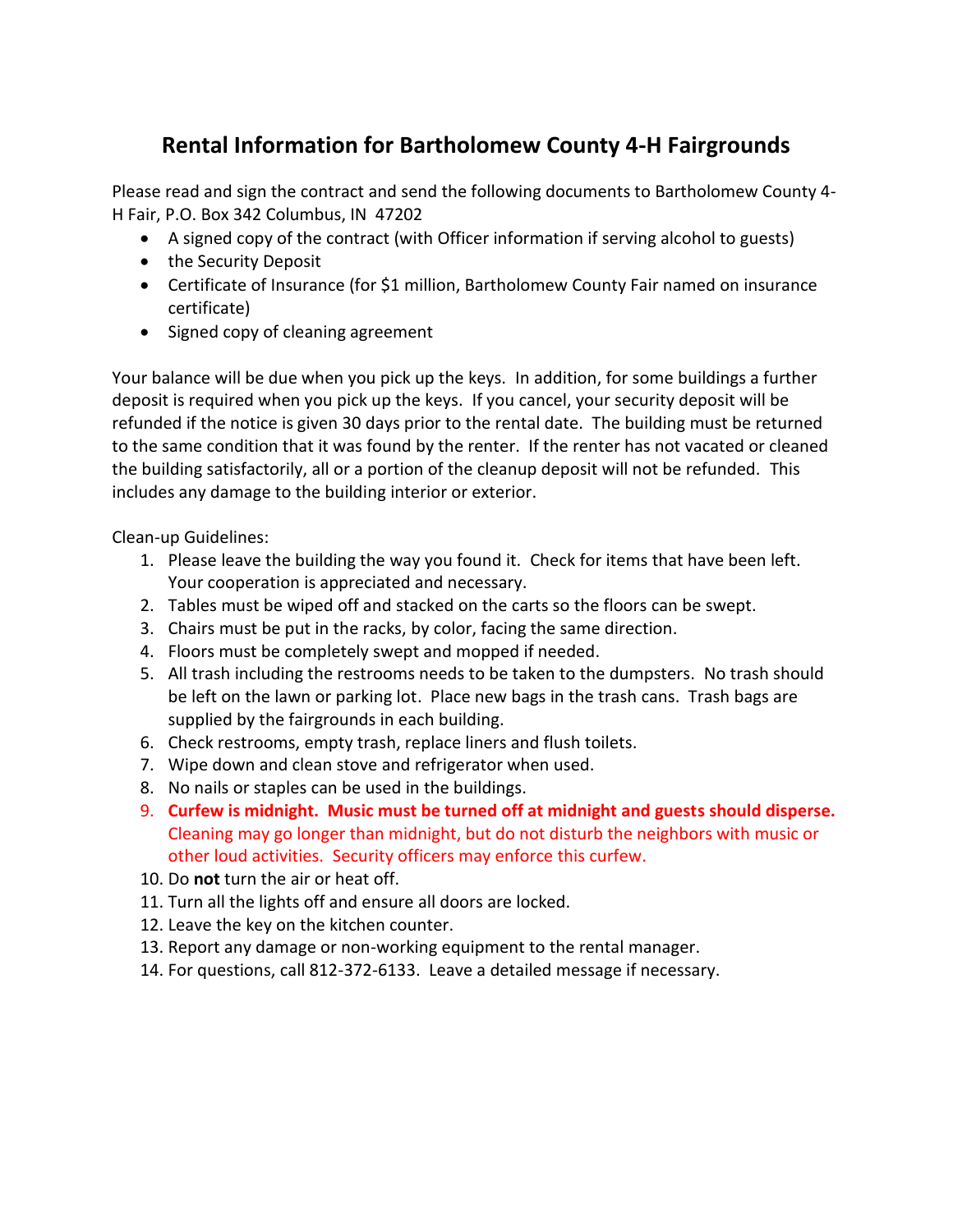# Rental Information for Bartholomew County 4-H Fairgrounds

Please read and sign the contract and send the following documents to Bartholomew County 4-H Fair, P.O. Box 342 Columbus, IN 47202

- A signed copy of the contract (with Officer information if serving alcohol to guests)
- the Security Deposit
- Certificate of Insurance (for $1 million, Bartholomew County Fair named on insurance certificate)
- Signed copy of cleaning agreement

Your balance will be due when you pick up the keys. In addition, for some buildings a further deposit is required when you pick up the keys. If you cancel, your security deposit will be refunded if the notice is given 30 days prior to the rental date. The building must be returned to the same condition that it was found by the renter. If the renter has not vacated or cleaned the building satisfactorily, all or a portion of the cleanup deposit will not be refunded. This includes any damage to the building interior or exterior.

Clean-up Guidelines:

1. Please leave the building the way you found it. Check for items that have been left. Your cooperation is appreciated and necessary.
2. Tables must be wiped off and stacked on the carts so the floors can be swept.
3. Chairs must be put in the racks, by color, facing the same direction.
4. Floors must be completely swept and mopped if needed.
5. All trash including the restrooms needs to be taken to the dumpsters. No trash should be left on the lawn or parking lot. Place new bags in the trash cans. Trash bags are supplied by the fairgrounds in each building.
6. Check restrooms, empty trash, replace liners and flush toilets.
7. Wipe down and clean stove and refrigerator when used.
8. No nails or staples can be used in the buildings.
9. **Curfew is midnight. Music must be turned off at midnight and guests should disperse.** Cleaning may go longer than midnight, but do not disturb the neighbors with music or other loud activities. Security officers may enforce this curfew.
10. Do **not** turn the air or heat off.
11. Turn all the lights off and ensure all doors are locked.
12. Leave the key on the kitchen counter.
13. Report any damage or non-working equipment to the rental manager.
14. For questions, call 812-372-6133. Leave a detailed message if necessary.